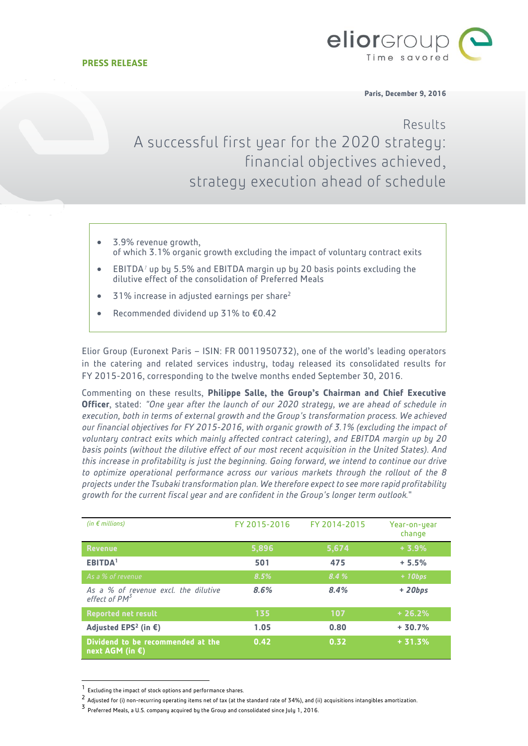**PRESS RELEASE**

**Paris, December 9, 2016**

# Results
# A successful first year for the 2020 strategy: financial objectives achieved, strategy execution ahead of schedule

- 3.9% revenue growth, of which 3.1% organic growth excluding the impact of voluntary contract exits
- EBITDA[1] up by 5.5% and EBITDA margin up by 20 basis points excluding the dilutive effect of the consolidation of Preferred Meals
- 31% increase in adjusted earnings per share[2]
- Recommended dividend up 31% to €0.42

Elior Group (Euronext Paris – ISIN: FR 0011950732), one of the world's leading operators in the catering and related services industry, today released its consolidated results for FY 2015-2016, corresponding to the twelve months ended September 30, 2016.

Commenting on these results, **Philippe Salle, the Group's Chairman and Chief Executive Officer**, stated: *"One year after the launch of our 2020 strategy, we are ahead of schedule in execution, both in terms of external growth and the Group's transformation process. We achieved our financial objectives for FY 2015-2016, with organic growth of 3.1% (excluding the impact of voluntary contract exits which mainly affected contract catering), and EBITDA margin up by 20 basis points (without the dilutive effect of our most recent acquisition in the United States). And this increase in profitability is just the beginning. Going forward, we intend to continue our drive to optimize operational performance across our various markets through the rollout of the 8 projects under the Tsubaki transformation plan. We therefore expect to see more rapid profitability growth for the current fiscal year and are confident in the Group's longer term outlook."*

| *(in € millions)* | FY 2015-2016 | FY 2014-2015 | Year-on-year change |
|---|---|---|---|
| **Revenue** | **5,896** | **5,674** | **+ 3.9%** |
| **EBITDA[1]** | **501** | **475** | **+ 5.5%** |
| *As a % of revenue* | *8.5%* | *8.4 %* | *+ 10bps* |
| *As a % of revenue excl. the dilutive effect of PM[3]* | *8.6%* | *8.4%* | *+ 20bps* |
| **Reported net result** | **135** | **107** | **+ 26.2%** |
| **Adjusted EPS[2] (in €)** | **1.05** | **0.80** | **+ 30.7%** |
| **Dividend to be recommended at the next AGM (in €)** | **0.42** | **0.32** | **+ 31.3%** |

[1] Excluding the impact of stock options and performance shares.

[2] Adjusted for (i) non-recurring operating items net of tax (at the standard rate of 34%), and (ii) acquisitions intangibles amortization.

[3] Preferred Meals, a U.S. company acquired by the Group and consolidated since July 1, 2016.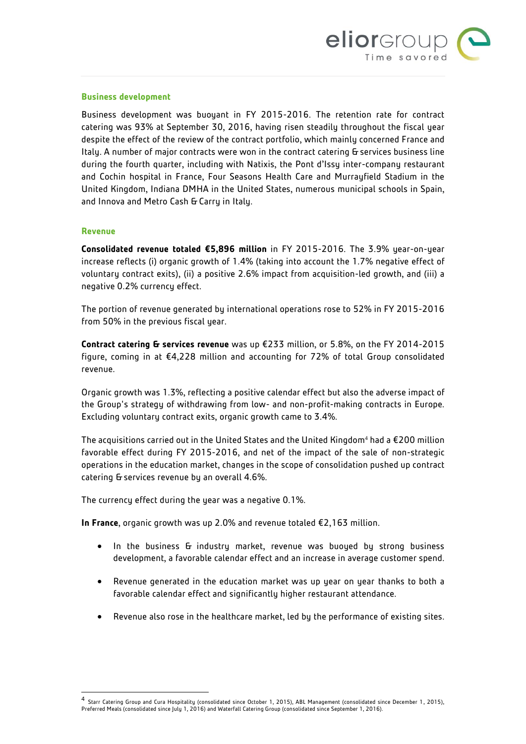## Business development

Business development was buoyant in FY 2015-2016. The retention rate for contract catering was 93% at September 30, 2016, having risen steadily throughout the fiscal year despite the effect of the review of the contract portfolio, which mainly concerned France and Italy. A number of major contracts were won in the contract catering & services business line during the fourth quarter, including with Natixis, the Pont d'Issy inter-company restaurant and Cochin hospital in France, Four Seasons Health Care and Murrayfield Stadium in the United Kingdom, Indiana DMHA in the United States, numerous municipal schools in Spain, and Innova and Metro Cash & Carry in Italy.

## Revenue

**Consolidated revenue totaled €5,896 million** in FY 2015-2016. The 3.9% year-on-year increase reflects (i) organic growth of 1.4% (taking into account the 1.7% negative effect of voluntary contract exits), (ii) a positive 2.6% impact from acquisition-led growth, and (iii) a negative 0.2% currency effect.

The portion of revenue generated by international operations rose to 52% in FY 2015-2016 from 50% in the previous fiscal year.

**Contract catering & services revenue** was up €233 million, or 5.8%, on the FY 2014-2015 figure, coming in at €4,228 million and accounting for 72% of total Group consolidated revenue.

Organic growth was 1.3%, reflecting a positive calendar effect but also the adverse impact of the Group's strategy of withdrawing from low- and non-profit-making contracts in Europe. Excluding voluntary contract exits, organic growth came to 3.4%.

The acquisitions carried out in the United States and the United Kingdom[4] had a €200 million favorable effect during FY 2015-2016, and net of the impact of the sale of non-strategic operations in the education market, changes in the scope of consolidation pushed up contract catering & services revenue by an overall 4.6%.

The currency effect during the year was a negative 0.1%.

**In France**, organic growth was up 2.0% and revenue totaled €2,163 million.

- In the business & industry market, revenue was buoyed by strong business development, a favorable calendar effect and an increase in average customer spend.
- Revenue generated in the education market was up year on year thanks to both a favorable calendar effect and significantly higher restaurant attendance.
- Revenue also rose in the healthcare market, led by the performance of existing sites.

[4] Starr Catering Group and Cura Hospitality (consolidated since October 1, 2015), ABL Management (consolidated since December 1, 2015), Preferred Meals (consolidated since July 1, 2016) and Waterfall Catering Group (consolidated since September 1, 2016).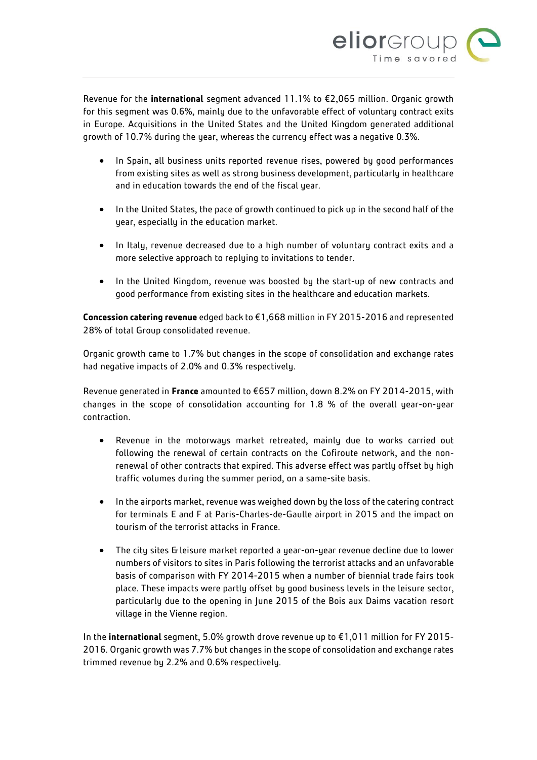Revenue for the **international** segment advanced 11.1% to €2,065 million. Organic growth for this segment was 0.6%, mainly due to the unfavorable effect of voluntary contract exits in Europe. Acquisitions in the United States and the United Kingdom generated additional growth of 10.7% during the year, whereas the currency effect was a negative 0.3%.

- In Spain, all business units reported revenue rises, powered by good performances from existing sites as well as strong business development, particularly in healthcare and in education towards the end of the fiscal year.

- In the United States, the pace of growth continued to pick up in the second half of the year, especially in the education market.

- In Italy, revenue decreased due to a high number of voluntary contract exits and a more selective approach to replying to invitations to tender.

- In the United Kingdom, revenue was boosted by the start-up of new contracts and good performance from existing sites in the healthcare and education markets.

**Concession catering revenue** edged back to €1,668 million in FY 2015-2016 and represented 28% of total Group consolidated revenue.

Organic growth came to 1.7% but changes in the scope of consolidation and exchange rates had negative impacts of 2.0% and 0.3% respectively.

Revenue generated in **France** amounted to €657 million, down 8.2% on FY 2014-2015, with changes in the scope of consolidation accounting for 1.8 % of the overall year-on-year contraction.

- Revenue in the motorways market retreated, mainly due to works carried out following the renewal of certain contracts on the Cofiroute network, and the non-renewal of other contracts that expired. This adverse effect was partly offset by high traffic volumes during the summer period, on a same-site basis.

- In the airports market, revenue was weighed down by the loss of the catering contract for terminals E and F at Paris-Charles-de-Gaulle airport in 2015 and the impact on tourism of the terrorist attacks in France.

- The city sites & leisure market reported a year-on-year revenue decline due to lower numbers of visitors to sites in Paris following the terrorist attacks and an unfavorable basis of comparison with FY 2014-2015 when a number of biennial trade fairs took place. These impacts were partly offset by good business levels in the leisure sector, particularly due to the opening in June 2015 of the Bois aux Daims vacation resort village in the Vienne region.

In the **international** segment, 5.0% growth drove revenue up to €1,011 million for FY 2015-2016. Organic growth was 7.7% but changes in the scope of consolidation and exchange rates trimmed revenue by 2.2% and 0.6% respectively.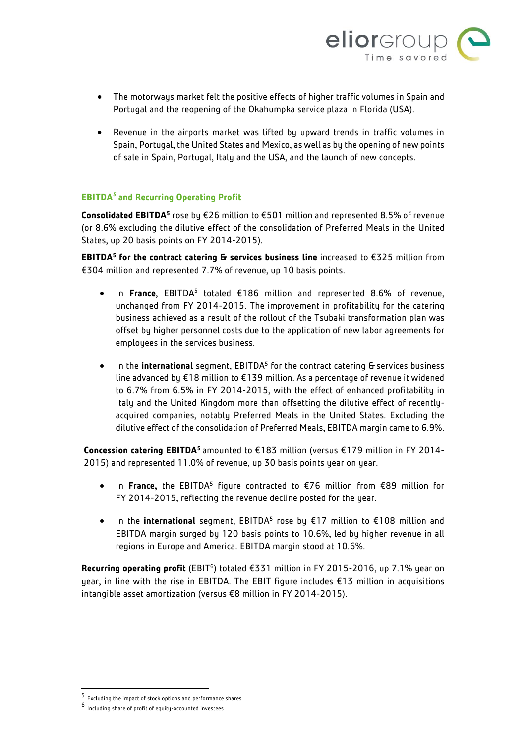- The motorways market felt the positive effects of higher traffic volumes in Spain and Portugal and the reopening of the Okahumpka service plaza in Florida (USA).

- Revenue in the airports market was lifted by upward trends in traffic volumes in Spain, Portugal, the United States and Mexico, as well as by the opening of new points of sale in Spain, Portugal, Italy and the USA, and the launch of new concepts.

### EBITDA[5] and Recurring Operating Profit

**Consolidated EBITDA[5]** rose by €26 million to €501 million and represented 8.5% of revenue (or 8.6% excluding the dilutive effect of the consolidation of Preferred Meals in the United States, up 20 basis points on FY 2014-2015).

**EBITDA[5] for the contract catering & services business line** increased to €325 million from €304 million and represented 7.7% of revenue, up 10 basis points.

- In **France**, EBITDA[5] totaled €186 million and represented 8.6% of revenue, unchanged from FY 2014-2015. The improvement in profitability for the catering business achieved as a result of the rollout of the Tsubaki transformation plan was offset by higher personnel costs due to the application of new labor agreements for employees in the services business.

- In the **international** segment, EBITDA[5] for the contract catering & services business line advanced by €18 million to €139 million. As a percentage of revenue it widened to 6.7% from 6.5% in FY 2014-2015, with the effect of enhanced profitability in Italy and the United Kingdom more than offsetting the dilutive effect of recently-acquired companies, notably Preferred Meals in the United States. Excluding the dilutive effect of the consolidation of Preferred Meals, EBITDA margin came to 6.9%.

**Concession catering EBITDA[5]** amounted to €183 million (versus €179 million in FY 2014-2015) and represented 11.0% of revenue, up 30 basis points year on year.

- In **France,** the EBITDA[5] figure contracted to €76 million from €89 million for FY 2014-2015, reflecting the revenue decline posted for the year.

- In the **international** segment, EBITDA[5] rose by €17 million to €108 million and EBITDA margin surged by 120 basis points to 10.6%, led by higher revenue in all regions in Europe and America. EBITDA margin stood at 10.6%.

**Recurring operating profit** (EBIT[6]) totaled €331 million in FY 2015-2016, up 7.1% year on year, in line with the rise in EBITDA. The EBIT figure includes €13 million in acquisitions intangible asset amortization (versus €8 million in FY 2014-2015).

---

[5] Excluding the impact of stock options and performance shares

[6] Including share of profit of equity-accounted investees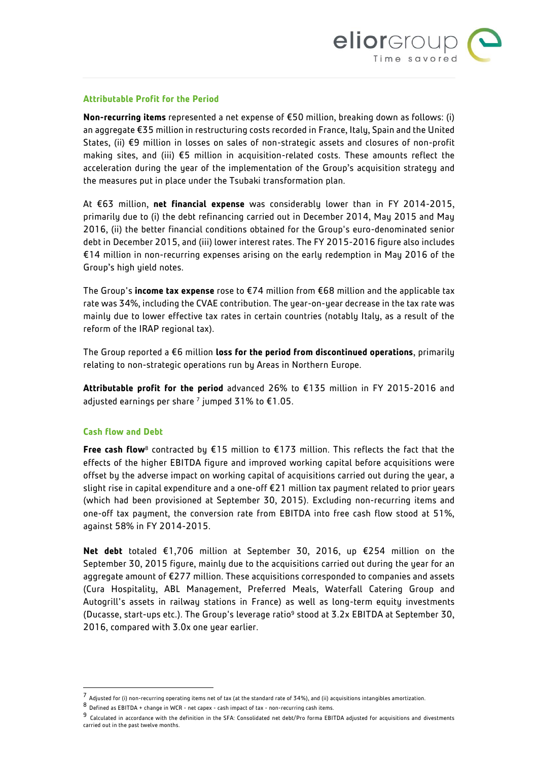### Attributable Profit for the Period

**Non-recurring items** represented a net expense of €50 million, breaking down as follows: (i) an aggregate €35 million in restructuring costs recorded in France, Italy, Spain and the United States, (ii) €9 million in losses on sales of non-strategic assets and closures of non-profit making sites, and (iii) €5 million in acquisition-related costs. These amounts reflect the acceleration during the year of the implementation of the Group's acquisition strategy and the measures put in place under the Tsubaki transformation plan.

At €63 million, **net financial expense** was considerably lower than in FY 2014-2015, primarily due to (i) the debt refinancing carried out in December 2014, May 2015 and May 2016, (ii) the better financial conditions obtained for the Group's euro-denominated senior debt in December 2015, and (iii) lower interest rates. The FY 2015-2016 figure also includes €14 million in non-recurring expenses arising on the early redemption in May 2016 of the Group's high yield notes.

The Group's **income tax expense** rose to €74 million from €68 million and the applicable tax rate was 34%, including the CVAE contribution. The year-on-year decrease in the tax rate was mainly due to lower effective tax rates in certain countries (notably Italy, as a result of the reform of the IRAP regional tax).

The Group reported a €6 million **loss for the period from discontinued operations**, primarily relating to non-strategic operations run by Areas in Northern Europe.

**Attributable profit for the period** advanced 26% to €135 million in FY 2015-2016 and adjusted earnings per share [7] jumped 31% to €1.05.

### Cash Flow and Debt

**Free cash flow**[8] contracted by €15 million to €173 million. This reflects the fact that the effects of the higher EBITDA figure and improved working capital before acquisitions were offset by the adverse impact on working capital of acquisitions carried out during the year, a slight rise in capital expenditure and a one-off €21 million tax payment related to prior years (which had been provisioned at September 30, 2015). Excluding non-recurring items and one-off tax payment, the conversion rate from EBITDA into free cash flow stood at 51%, against 58% in FY 2014-2015.

**Net debt** totaled €1,706 million at September 30, 2016, up €254 million on the September 30, 2015 figure, mainly due to the acquisitions carried out during the year for an aggregate amount of €277 million. These acquisitions corresponded to companies and assets (Cura Hospitality, ABL Management, Preferred Meals, Waterfall Catering Group and Autogrill's assets in railway stations in France) as well as long-term equity investments (Ducasse, start-ups etc.). The Group's leverage ratio[9] stood at 3.2x EBITDA at September 30, 2016, compared with 3.0x one year earlier.

---

[7] Adjusted for (i) non-recurring operating items net of tax (at the standard rate of 34%), and (ii) acquisitions intangibles amortization.

[8] Defined as EBITDA + change in WCR - net capex - cash impact of tax - non-recurring cash items.

[9] Calculated in accordance with the definition in the SFA: Consolidated net debt/Pro forma EBITDA adjusted for acquisitions and divestments carried out in the past twelve months.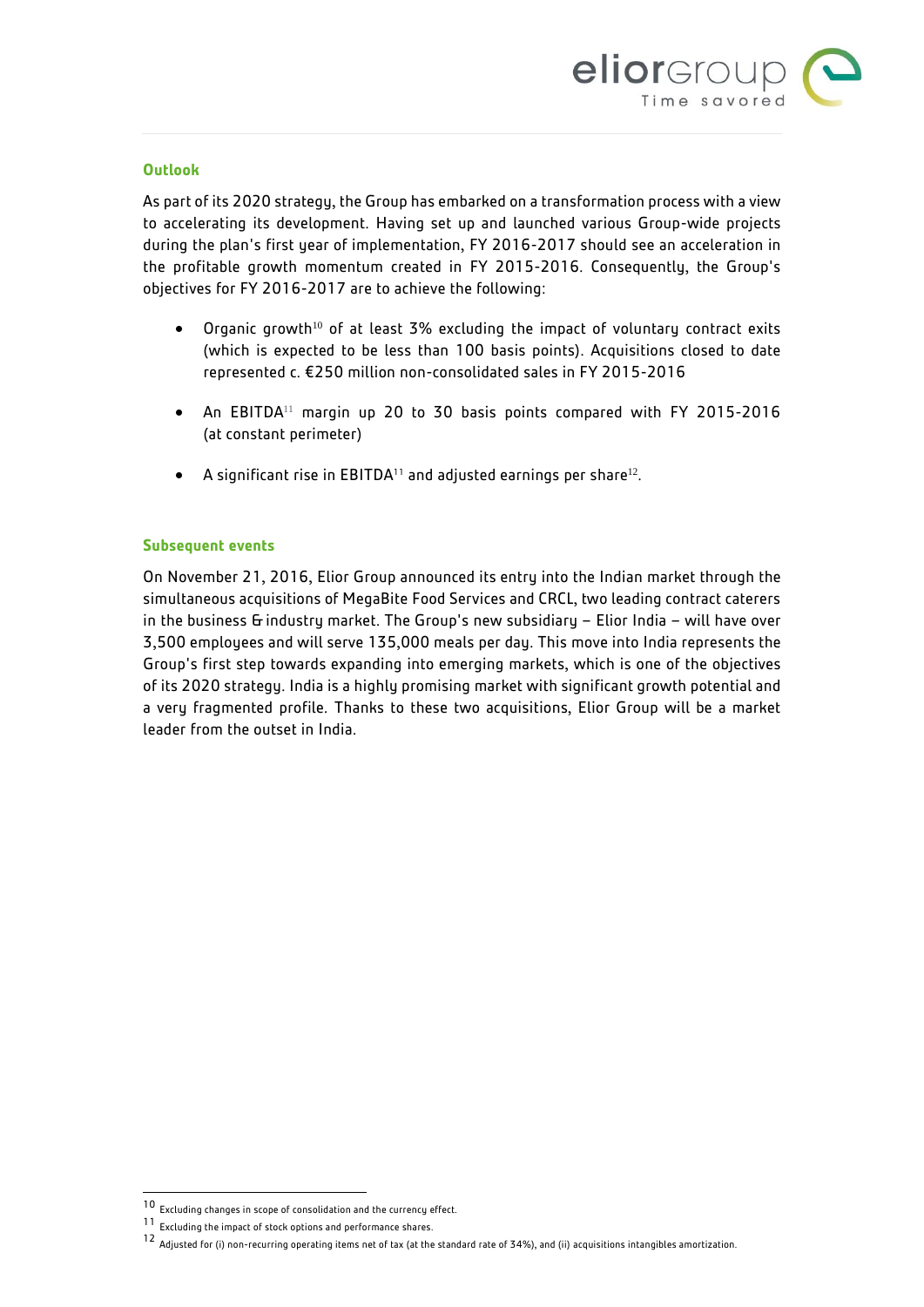## Outlook

As part of its 2020 strategy, the Group has embarked on a transformation process with a view to accelerating its development. Having set up and launched various Group-wide projects during the plan's first year of implementation, FY 2016-2017 should see an acceleration in the profitable growth momentum created in FY 2015-2016. Consequently, the Group's objectives for FY 2016-2017 are to achieve the following:

- Organic growth[10] of at least 3% excluding the impact of voluntary contract exits (which is expected to be less than 100 basis points). Acquisitions closed to date represented c. €250 million non-consolidated sales in FY 2015-2016
- An EBITDA[11] margin up 20 to 30 basis points compared with FY 2015-2016 (at constant perimeter)
- A significant rise in EBITDA[11] and adjusted earnings per share[12].

## Subsequent events

On November 21, 2016, Elior Group announced its entry into the Indian market through the simultaneous acquisitions of MegaBite Food Services and CRCL, two leading contract caterers in the business & industry market. The Group's new subsidiary – Elior India – will have over 3,500 employees and will serve 135,000 meals per day. This move into India represents the Group's first step towards expanding into emerging markets, which is one of the objectives of its 2020 strategy. India is a highly promising market with significant growth potential and a very fragmented profile. Thanks to these two acquisitions, Elior Group will be a market leader from the outset in India.

---

[10] Excluding changes in scope of consolidation and the currency effect.

[11] Excluding the impact of stock options and performance shares.

[12] Adjusted for (i) non-recurring operating items net of tax (at the standard rate of 34%), and (ii) acquisitions intangibles amortization.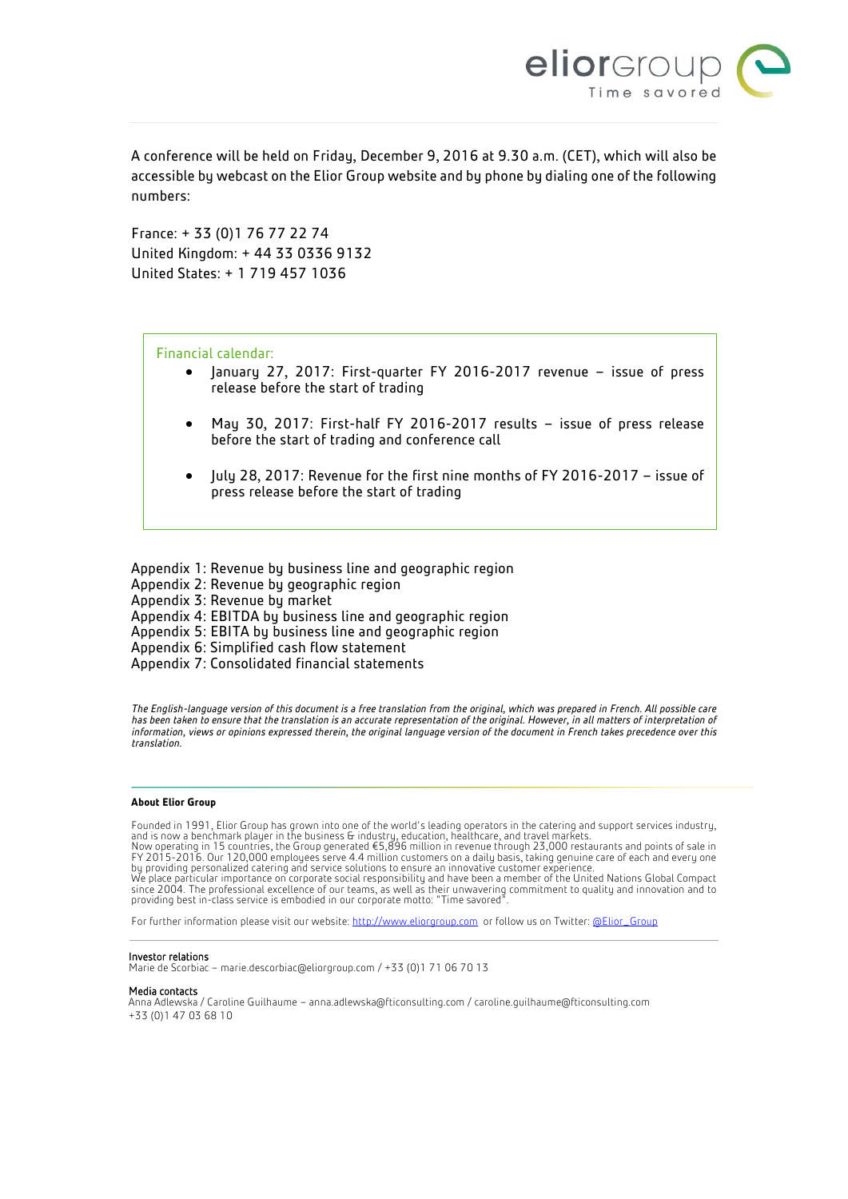A conference will be held on Friday, December 9, 2016 at 9.30 a.m. (CET), which will also be accessible by webcast on the Elior Group website and by phone by dialing one of the following numbers:

France: + 33 (0)1 76 77 22 74
United Kingdom: + 44 33 0336 9132
United States: + 1 719 457 1036

**Financial calendar:**

- January 27, 2017: First-quarter FY 2016-2017 revenue – issue of press release before the start of trading
- May 30, 2017: First-half FY 2016-2017 results – issue of press release before the start of trading and conference call
- July 28, 2017: Revenue for the first nine months of FY 2016-2017 – issue of press release before the start of trading

Appendix 1: Revenue by business line and geographic region
Appendix 2: Revenue by geographic region
Appendix 3: Revenue by market
Appendix 4: EBITDA by business line and geographic region
Appendix 5: EBITA by business line and geographic region
Appendix 6: Simplified cash flow statement
Appendix 7: Consolidated financial statements

*The English-language version of this document is a free translation from the original, which was prepared in French. All possible care has been taken to ensure that the translation is an accurate representation of the original. However, in all matters of interpretation of information, views or opinions expressed therein, the original language version of the document in French takes precedence over this translation.*

**About Elior Group**

Founded in 1991, Elior Group has grown into one of the world's leading operators in the catering and support services industry, and is now a benchmark player in the business & industry, education, healthcare, and travel markets.
Now operating in 15 countries, the Group generated €5,896 million in revenue through 23,000 restaurants and points of sale in FY 2015-2016. Our 120,000 employees serve 4.4 million customers on a daily basis, taking genuine care of each and every one by providing personalized catering and service solutions to ensure an innovative customer experience.
We place particular importance on corporate social responsibility and have been a member of the United Nations Global Compact since 2004. The professional excellence of our teams, as well as their unwavering commitment to quality and innovation and to providing best in-class service is embodied in our corporate motto: "Time savored".

For further information please visit our website: [http://www.eliorgroup.com](http://www.eliorgroup.com) or follow us on Twitter: @Elior_Group

Investor relations
Marie de Scorbiac – marie.descorbiac@eliorgroup.com / +33 (0)1 71 06 70 13

Media contacts
Anna Adlewska / Caroline Guilhaume – anna.adlewska@fticonsulting.com / caroline.guilhaume@fticonsulting.com
+33 (0)1 47 03 68 10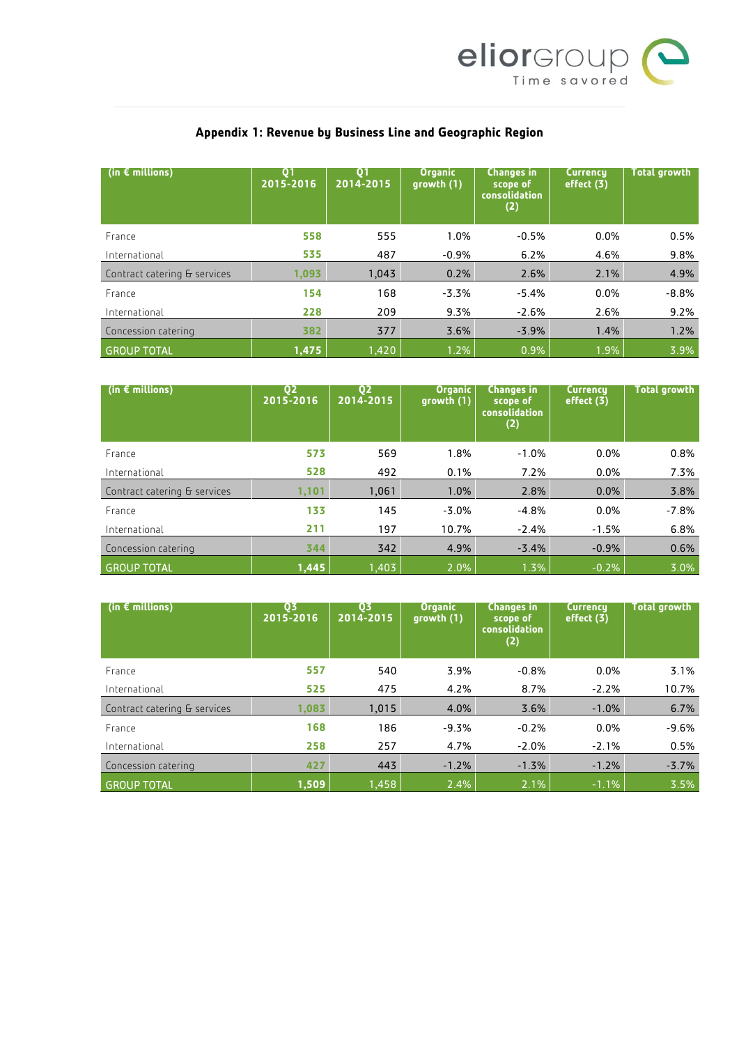## Appendix 1: Revenue by Business Line and Geographic Region

| (in € millions) | Q1 2015-2016 | Q1 2014-2015 | Organic growth (1) | Changes in scope of consolidation (2) | Currency effect (3) | Total growth |
|---|---|---|---|---|---|---|
| France | 558 | 555 | 1.0% | -0.5% | 0.0% | 0.5% |
| International | 535 | 487 | -0.9% | 6.2% | 4.6% | 9.8% |
| Contract catering & services | 1,093 | 1,043 | 0.2% | 2.6% | 2.1% | 4.9% |
| France | 154 | 168 | -3.3% | -5.4% | 0.0% | -8.8% |
| International | 228 | 209 | 9.3% | -2.6% | 2.6% | 9.2% |
| Concession catering | 382 | 377 | 3.6% | -3.9% | 1.4% | 1.2% |
| GROUP TOTAL | 1,475 | 1,420 | 1.2% | 0.9% | 1.9% | 3.9% |

| (in € millions) | Q2 2015-2016 | Q2 2014-2015 | Organic growth (1) | Changes in scope of consolidation (2) | Currency effect (3) | Total growth |
|---|---|---|---|---|---|---|
| France | 573 | 569 | 1.8% | -1.0% | 0.0% | 0.8% |
| International | 528 | 492 | 0.1% | 7.2% | 0.0% | 7.3% |
| Contract catering & services | 1,101 | 1,061 | 1.0% | 2.8% | 0.0% | 3.8% |
| France | 133 | 145 | -3.0% | -4.8% | 0.0% | -7.8% |
| International | 211 | 197 | 10.7% | -2.4% | -1.5% | 6.8% |
| Concession catering | 344 | 342 | 4.9% | -3.4% | -0.9% | 0.6% |
| GROUP TOTAL | 1,445 | 1,403 | 2.0% | 1.3% | -0.2% | 3.0% |

| (in € millions) | Q3 2015-2016 | Q3 2014-2015 | Organic growth (1) | Changes in scope of consolidation (2) | Currency effect (3) | Total growth |
|---|---|---|---|---|---|---|
| France | 557 | 540 | 3.9% | -0.8% | 0.0% | 3.1% |
| International | 525 | 475 | 4.2% | 8.7% | -2.2% | 10.7% |
| Contract catering & services | 1,083 | 1,015 | 4.0% | 3.6% | -1.0% | 6.7% |
| France | 168 | 186 | -9.3% | -0.2% | 0.0% | -9.6% |
| International | 258 | 257 | 4.7% | -2.0% | -2.1% | 0.5% |
| Concession catering | 427 | 443 | -1.2% | -1.3% | -1.2% | -3.7% |
| GROUP TOTAL | 1,509 | 1,458 | 2.4% | 2.1% | -1.1% | 3.5% |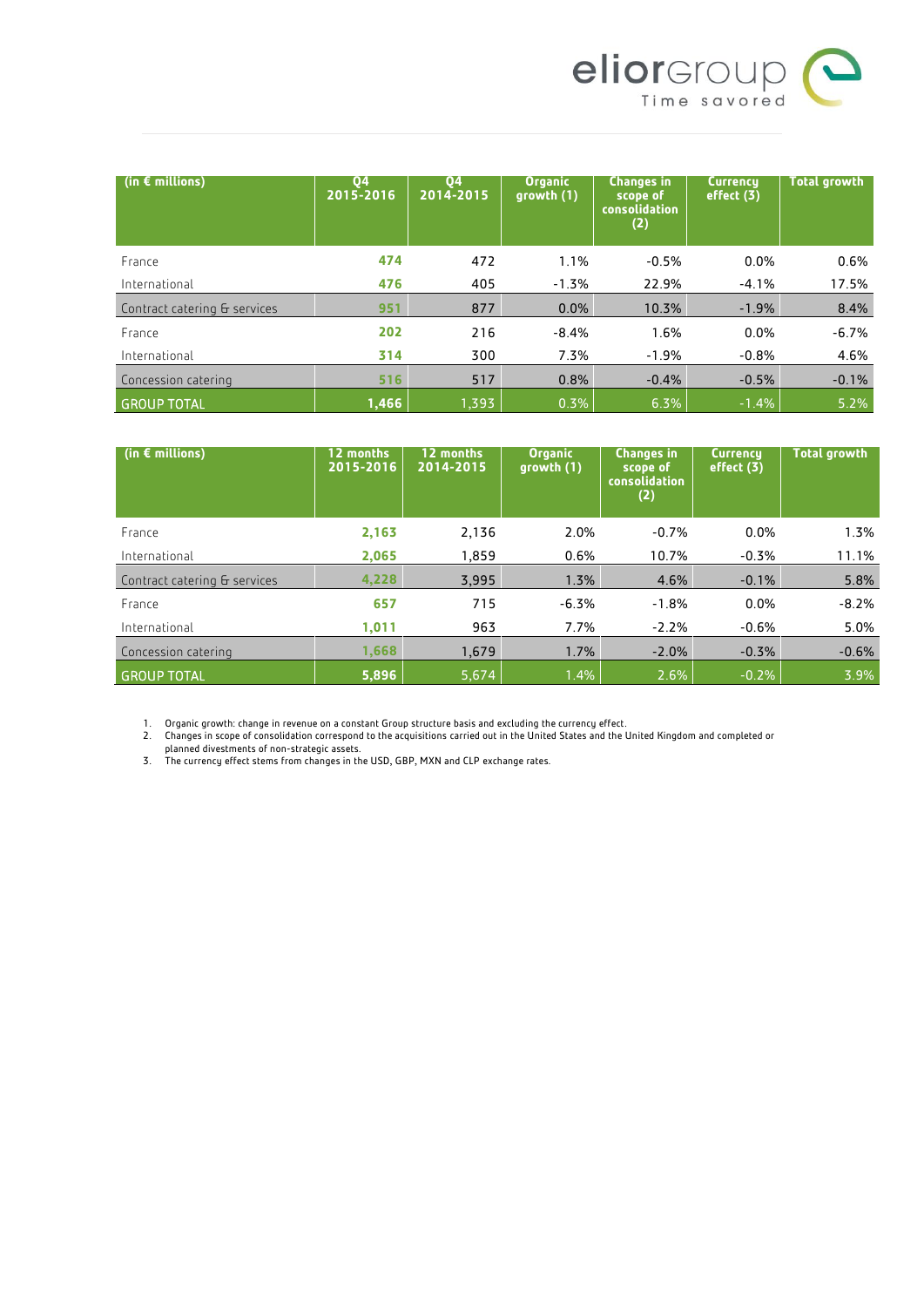| (in € millions) | Q4 2015-2016 | Q4 2014-2015 | Organic growth (1) | Changes in scope of consolidation (2) | Currency effect (3) | Total growth |
|---|---|---|---|---|---|---|
| France | **474** | 472 | 1.1% | -0.5% | 0.0% | 0.6% |
| International | **476** | 405 | -1.3% | 22.9% | -4.1% | 17.5% |
| Contract catering & services | **951** | 877 | 0.0% | 10.3% | -1.9% | 8.4% |
| France | **202** | 216 | -8.4% | 1.6% | 0.0% | -6.7% |
| International | **314** | 300 | 7.3% | -1.9% | -0.8% | 4.6% |
| Concession catering | **516** | 517 | 0.8% | -0.4% | -0.5% | -0.1% |
| GROUP TOTAL | **1,466** | 1,393 | 0.3% | 6.3% | -1.4% | 5.2% |

| (in € millions) | 12 months 2015-2016 | 12 months 2014-2015 | Organic growth (1) | Changes in scope of consolidation (2) | Currency effect (3) | Total growth |
|---|---|---|---|---|---|---|
| France | **2,163** | 2,136 | 2.0% | -0.7% | 0.0% | 1.3% |
| International | **2,065** | 1,859 | 0.6% | 10.7% | -0.3% | 11.1% |
| Contract catering & services | **4,228** | 3,995 | 1.3% | 4.6% | -0.1% | 5.8% |
| France | **657** | 715 | -6.3% | -1.8% | 0.0% | -8.2% |
| International | **1,011** | 963 | 7.7% | -2.2% | -0.6% | 5.0% |
| Concession catering | **1,668** | 1,679 | 1.7% | -2.0% | -0.3% | -0.6% |
| GROUP TOTAL | **5,896** | 5,674 | 1.4% | 2.6% | -0.2% | 3.9% |

1. Organic growth: change in revenue on a constant Group structure basis and excluding the currency effect.
2. Changes in scope of consolidation correspond to the acquisitions carried out in the United States and the United Kingdom and completed or planned divestments of non-strategic assets.
3. The currency effect stems from changes in the USD, GBP, MXN and CLP exchange rates.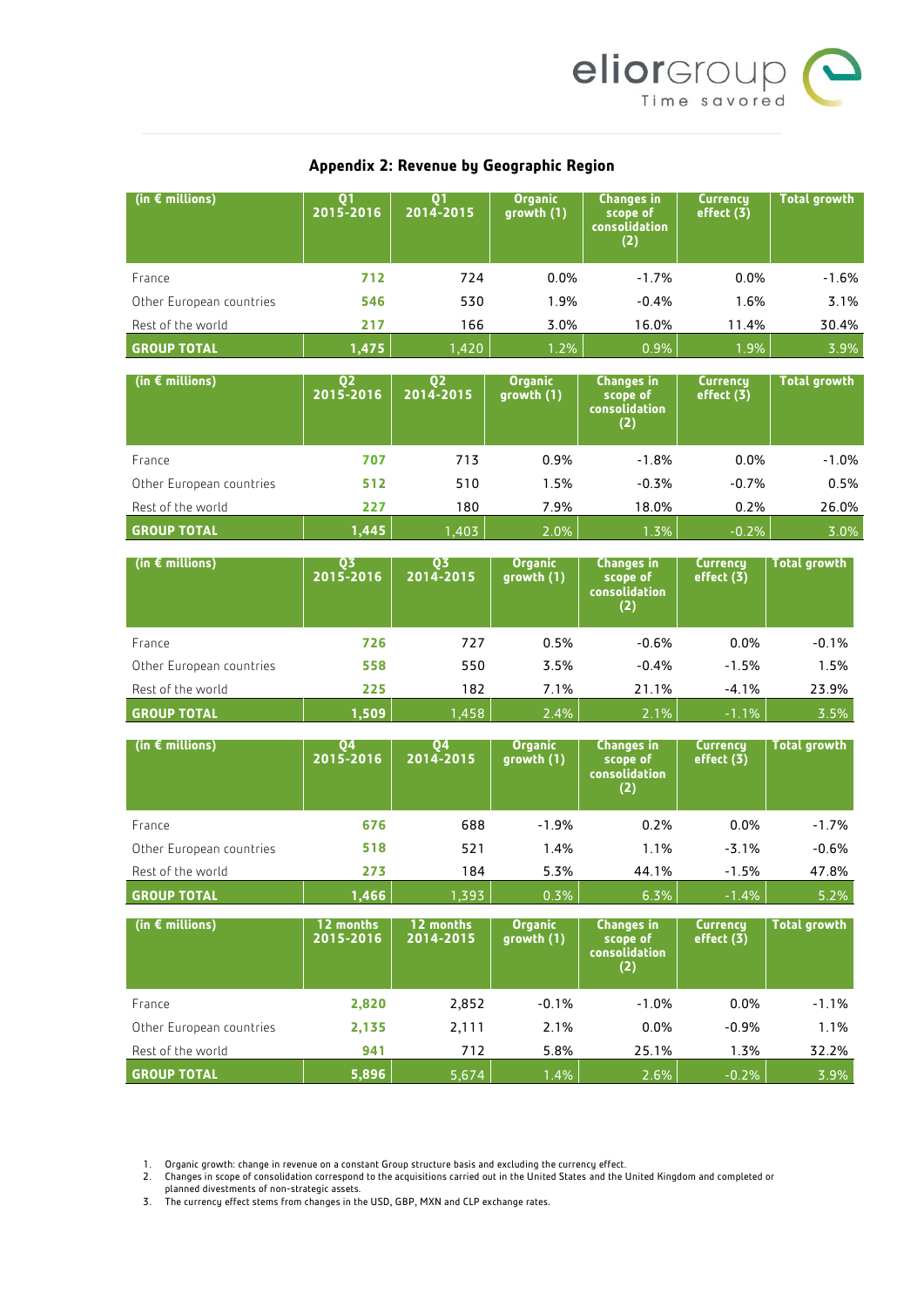## Appendix 2: Revenue by Geographic Region

| (in € millions) | Q1 2015-2016 | Q1 2014-2015 | Organic growth (1) | Changes in scope of consolidation (2) | Currency effect (3) | Total growth |
|---|---|---|---|---|---|---|
| France | **712** | 724 | 0.0% | -1.7% | 0.0% | -1.6% |
| Other European countries | **546** | 530 | 1.9% | -0.4% | 1.6% | 3.1% |
| Rest of the world | **217** | 166 | 3.0% | 16.0% | 11.4% | 30.4% |
| **GROUP TOTAL** | **1,475** | 1,420 | 1.2% | 0.9% | 1.9% | 3.9% |

| (in € millions) | Q2 2015-2016 | Q2 2014-2015 | Organic growth (1) | Changes in scope of consolidation (2) | Currency effect (3) | Total growth |
|---|---|---|---|---|---|---|
| France | **707** | 713 | 0.9% | -1.8% | 0.0% | -1.0% |
| Other European countries | **512** | 510 | 1.5% | -0.3% | -0.7% | 0.5% |
| Rest of the world | **227** | 180 | 7.9% | 18.0% | 0.2% | 26.0% |
| **GROUP TOTAL** | **1,445** | 1,403 | 2.0% | 1.3% | -0.2% | 3.0% |

| (in € millions) | Q3 2015-2016 | Q3 2014-2015 | Organic growth (1) | Changes in scope of consolidation (2) | Currency effect (3) | Total growth |
|---|---|---|---|---|---|---|
| France | **726** | 727 | 0.5% | -0.6% | 0.0% | -0.1% |
| Other European countries | **558** | 550 | 3.5% | -0.4% | -1.5% | 1.5% |
| Rest of the world | **225** | 182 | 7.1% | 21.1% | -4.1% | 23.9% |
| **GROUP TOTAL** | **1,509** | 1,458 | 2.4% | 2.1% | -1.1% | 3.5% |

| (in € millions) | Q4 2015-2016 | Q4 2014-2015 | Organic growth (1) | Changes in scope of consolidation (2) | Currency effect (3) | Total growth |
|---|---|---|---|---|---|---|
| France | **676** | 688 | -1.9% | 0.2% | 0.0% | -1.7% |
| Other European countries | **518** | 521 | 1.4% | 1.1% | -3.1% | -0.6% |
| Rest of the world | **273** | 184 | 5.3% | 44.1% | -1.5% | 47.8% |
| **GROUP TOTAL** | **1,466** | 1,393 | 0.3% | 6.3% | -1.4% | 5.2% |

| (in € millions) | 12 months 2015-2016 | 12 months 2014-2015 | Organic growth (1) | Changes in scope of consolidation (2) | Currency effect (3) | Total growth |
|---|---|---|---|---|---|---|
| France | **2,820** | 2,852 | -0.1% | -1.0% | 0.0% | -1.1% |
| Other European countries | **2,135** | 2,111 | 2.1% | 0.0% | -0.9% | 1.1% |
| Rest of the world | **941** | 712 | 5.8% | 25.1% | 1.3% | 32.2% |
| **GROUP TOTAL** | **5,896** | 5,674 | 1.4% | 2.6% | -0.2% | 3.9% |

1. Organic growth: change in revenue on a constant Group structure basis and excluding the currency effect.
2. Changes in scope of consolidation correspond to the acquisitions carried out in the United States and the United Kingdom and completed or planned divestments of non-strategic assets.
3. The currency effect stems from changes in the USD, GBP, MXN and CLP exchange rates.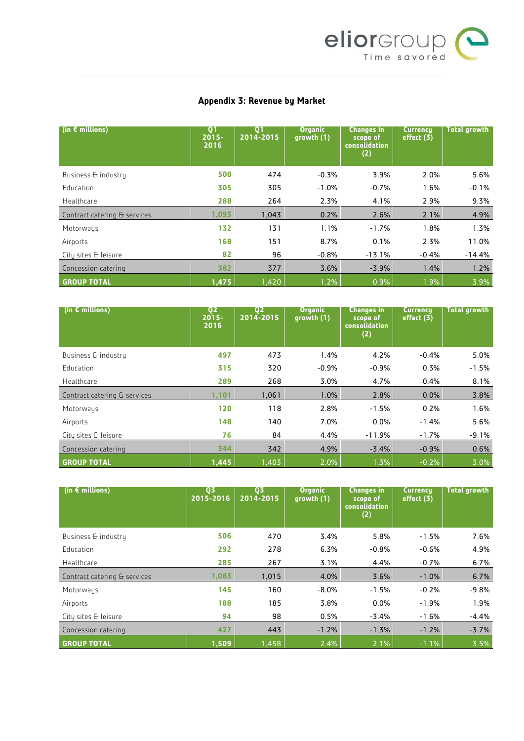## Appendix 3: Revenue by Market

| (in € millions) | Q1 2015-2016 | Q1 2014-2015 | Organic growth (1) | Changes in scope of consolidation (2) | Currency effect (3) | Total growth |
|---|---|---|---|---|---|---|
| Business & industry | **500** | 474 | -0.3% | 3.9% | 2.0% | 5.6% |
| Education | **305** | 305 | -1.0% | -0.7% | 1.6% | -0.1% |
| Healthcare | **288** | 264 | 2.3% | 4.1% | 2.9% | 9.3% |
| Contract catering & services | **1,093** | 1,043 | 0.2% | 2.6% | 2.1% | 4.9% |
| Motorways | **132** | 131 | 1.1% | -1.7% | 1.8% | 1.3% |
| Airports | **168** | 151 | 8.7% | 0.1% | 2.3% | 11.0% |
| City sites & leisure | **82** | 96 | -0.8% | -13.1% | -0.4% | -14.4% |
| Concession catering | **382** | 377 | 3.6% | -3.9% | 1.4% | 1.2% |
| **GROUP TOTAL** | **1,475** | 1,420 | 1.2% | 0.9% | 1.9% | 3.9% |

| (in € millions) | Q2 2015-2016 | Q2 2014-2015 | Organic growth (1) | Changes in scope of consolidation (2) | Currency effect (3) | Total growth |
|---|---|---|---|---|---|---|
| Business & industry | **497** | 473 | 1.4% | 4.2% | -0.4% | 5.0% |
| Education | **315** | 320 | -0.9% | -0.9% | 0.3% | -1.5% |
| Healthcare | **289** | 268 | 3.0% | 4.7% | 0.4% | 8.1% |
| Contract catering & services | **1,101** | 1,061 | 1.0% | 2.8% | 0.0% | 3.8% |
| Motorways | **120** | 118 | 2.8% | -1.5% | 0.2% | 1.6% |
| Airports | **148** | 140 | 7.0% | 0.0% | -1.4% | 5.6% |
| City sites & leisure | **76** | 84 | 4.4% | -11.9% | -1.7% | -9.1% |
| Concession catering | **344** | 342 | 4.9% | -3.4% | -0.9% | 0.6% |
| **GROUP TOTAL** | **1,445** | 1,403 | 2.0% | 1.3% | -0.2% | 3.0% |

| (in € millions) | Q3 2015-2016 | Q3 2014-2015 | Organic growth (1) | Changes in scope of consolidation (2) | Currency effect (3) | Total growth |
|---|---|---|---|---|---|---|
| Business & industry | **506** | 470 | 3.4% | 5.8% | -1.5% | 7.6% |
| Education | **292** | 278 | 6.3% | -0.8% | -0.6% | 4.9% |
| Healthcare | **285** | 267 | 3.1% | 4.4% | -0.7% | 6.7% |
| Contract catering & services | **1,083** | 1,015 | 4.0% | 3.6% | -1.0% | 6.7% |
| Motorways | **145** | 160 | -8.0% | -1.5% | -0.2% | -9.8% |
| Airports | **188** | 185 | 3.8% | 0.0% | -1.9% | 1.9% |
| City sites & leisure | **94** | 98 | 0.5% | -3.4% | -1.6% | -4.4% |
| Concession catering | **427** | 443 | -1.2% | -1.3% | -1.2% | -3.7% |
| **GROUP TOTAL** | **1,509** | 1,458 | 2.4% | 2.1% | -1.1% | 3.5% |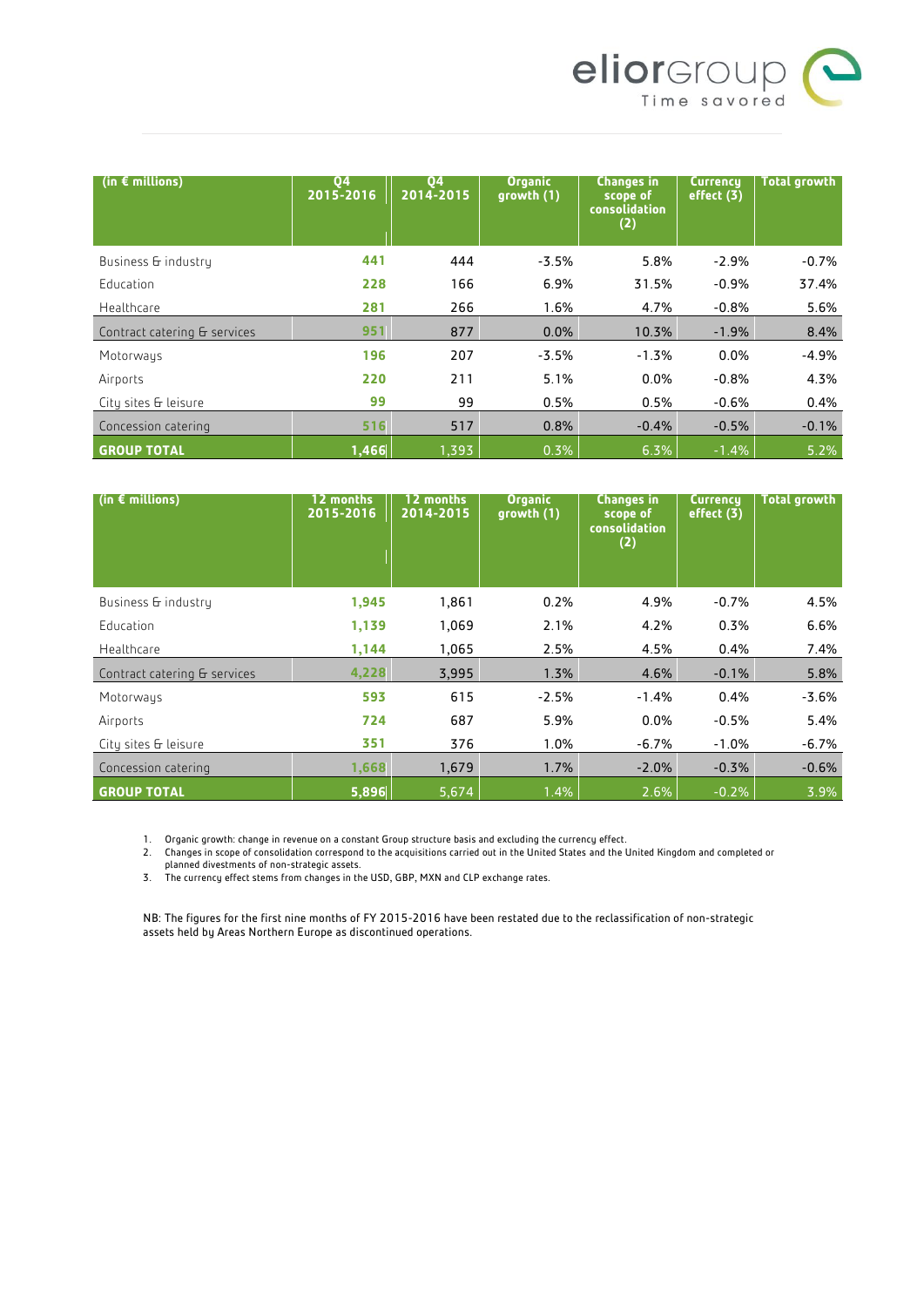| (in € millions) | Q4 2015-2016 | Q4 2014-2015 | Organic growth (1) | Changes in scope of consolidation (2) | Currency effect (3) | Total growth |
|---|---|---|---|---|---|---|
| Business & industry | **441** | 444 | -3.5% | 5.8% | -2.9% | -0.7% |
| Education | **228** | 166 | 6.9% | 31.5% | -0.9% | 37.4% |
| Healthcare | **281** | 266 | 1.6% | 4.7% | -0.8% | 5.6% |
| Contract catering & services | **951** | 877 | 0.0% | 10.3% | -1.9% | 8.4% |
| Motorways | **196** | 207 | -3.5% | -1.3% | 0.0% | -4.9% |
| Airports | **220** | 211 | 5.1% | 0.0% | -0.8% | 4.3% |
| City sites & leisure | **99** | 99 | 0.5% | 0.5% | -0.6% | 0.4% |
| Concession catering | **516** | 517 | 0.8% | -0.4% | -0.5% | -0.1% |
| **GROUP TOTAL** | **1,466** | 1,393 | 0.3% | 6.3% | -1.4% | 5.2% |

| (in € millions) | 12 months 2015-2016 | 12 months 2014-2015 | Organic growth (1) | Changes in scope of consolidation (2) | Currency effect (3) | Total growth |
|---|---|---|---|---|---|---|
| Business & industry | **1,945** | 1,861 | 0.2% | 4.9% | -0.7% | 4.5% |
| Education | **1,139** | 1,069 | 2.1% | 4.2% | 0.3% | 6.6% |
| Healthcare | **1,144** | 1,065 | 2.5% | 4.5% | 0.4% | 7.4% |
| Contract catering & services | **4,228** | 3,995 | 1.3% | 4.6% | -0.1% | 5.8% |
| Motorways | **593** | 615 | -2.5% | -1.4% | 0.4% | -3.6% |
| Airports | **724** | 687 | 5.9% | 0.0% | -0.5% | 5.4% |
| City sites & leisure | **351** | 376 | 1.0% | -6.7% | -1.0% | -6.7% |
| Concession catering | **1,668** | 1,679 | 1.7% | -2.0% | -0.3% | -0.6% |
| **GROUP TOTAL** | **5,896** | 5,674 | 1.4% | 2.6% | -0.2% | 3.9% |

1. Organic growth: change in revenue on a constant Group structure basis and excluding the currency effect.
2. Changes in scope of consolidation correspond to the acquisitions carried out in the United States and the United Kingdom and completed or planned divestments of non-strategic assets.
3. The currency effect stems from changes in the USD, GBP, MXN and CLP exchange rates.

NB: The figures for the first nine months of FY 2015-2016 have been restated due to the reclassification of non-strategic assets held by Areas Northern Europe as discontinued operations.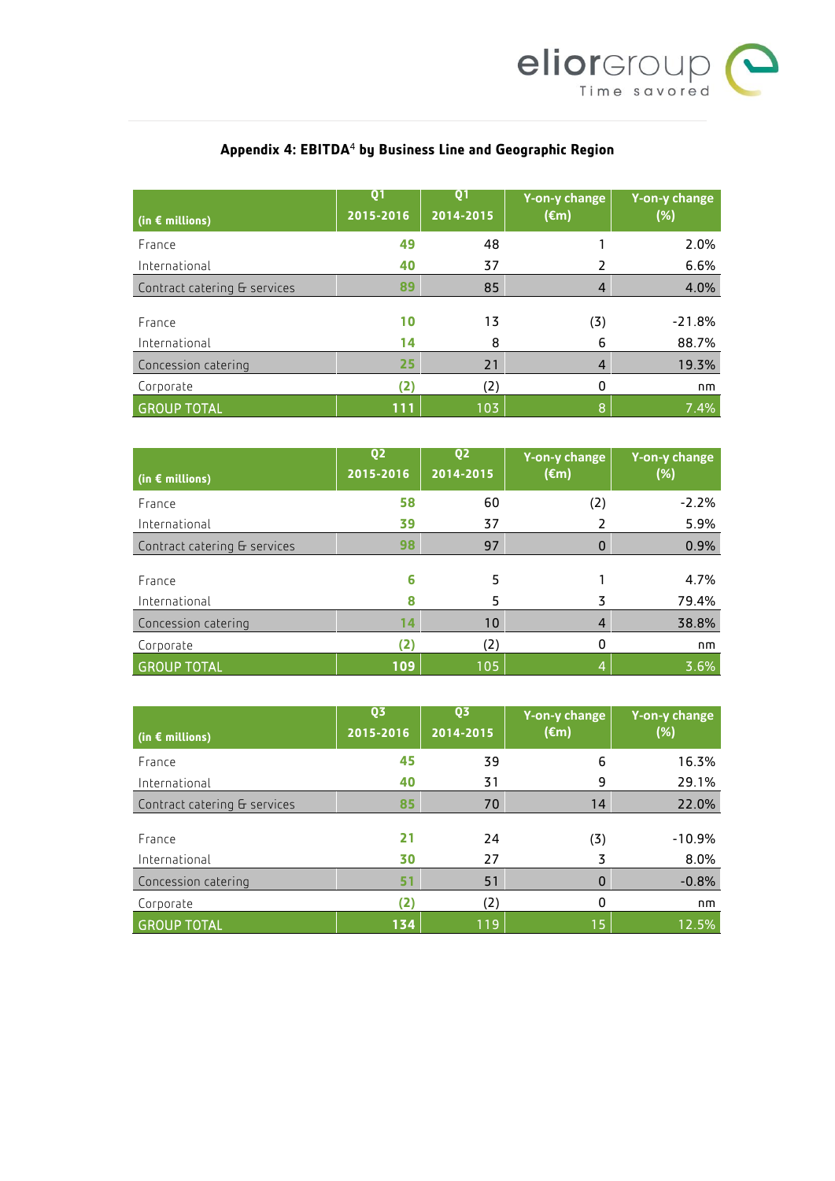## Appendix 4: EBITDA[4] by Business Line and Geographic Region

| (in € millions) | Q1 2015-2016 | Q1 2014-2015 | Y-on-y change (€m) | Y-on-y change (%) |
|---|---|---|---|---|
| France | 49 | 48 | 1 | 2.0% |
| International | 40 | 37 | 2 | 6.6% |
| Contract catering & services | 89 | 85 | 4 | 4.0% |
| | | | | |
| France | 10 | 13 | (3) | -21.8% |
| International | 14 | 8 | 6 | 88.7% |
| Concession catering | 25 | 21 | 4 | 19.3% |
| Corporate | (2) | (2) | 0 | nm |
| GROUP TOTAL | 111 | 103 | 8 | 7.4% |

| (in € millions) | Q2 2015-2016 | Q2 2014-2015 | Y-on-y change (€m) | Y-on-y change (%) |
|---|---|---|---|---|
| France | 58 | 60 | (2) | -2.2% |
| International | 39 | 37 | 2 | 5.9% |
| Contract catering & services | 98 | 97 | 0 | 0.9% |
| | | | | |
| France | 6 | 5 | 1 | 4.7% |
| International | 8 | 5 | 3 | 79.4% |
| Concession catering | 14 | 10 | 4 | 38.8% |
| Corporate | (2) | (2) | 0 | nm |
| GROUP TOTAL | 109 | 105 | 4 | 3.6% |

| (in € millions) | Q3 2015-2016 | Q3 2014-2015 | Y-on-y change (€m) | Y-on-y change (%) |
|---|---|---|---|---|
| France | 45 | 39 | 6 | 16.3% |
| International | 40 | 31 | 9 | 29.1% |
| Contract catering & services | 85 | 70 | 14 | 22.0% |
| | | | | |
| France | 21 | 24 | (3) | -10.9% |
| International | 30 | 27 | 3 | 8.0% |
| Concession catering | 51 | 51 | 0 | -0.8% |
| Corporate | (2) | (2) | 0 | nm |
| GROUP TOTAL | 134 | 119 | 15 | 12.5% |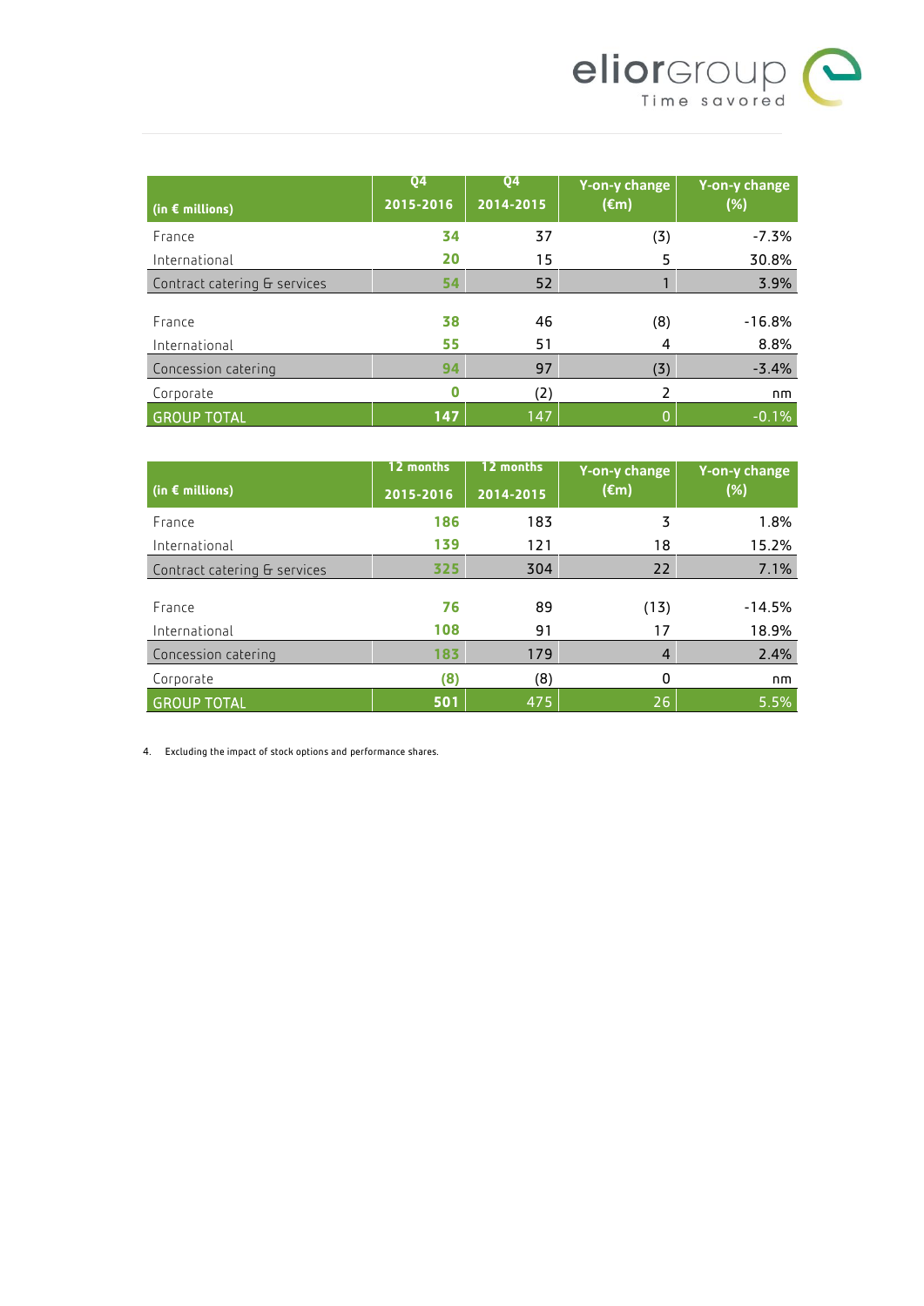| (in € millions) | Q4 2015-2016 | Q4 2014-2015 | Y-on-y change (€m) | Y-on-y change (%) |
|---|---|---|---|---|
| France | 34 | 37 | (3) | -7.3% |
| International | 20 | 15 | 5 | 30.8% |
| Contract catering & services | 54 | 52 | 1 | 3.9% |
| | | | | |
| France | 38 | 46 | (8) | -16.8% |
| International | 55 | 51 | 4 | 8.8% |
| Concession catering | 94 | 97 | (3) | -3.4% |
| Corporate | 0 | (2) | 2 | nm |
| GROUP TOTAL | 147 | 147 | 0 | -0.1% |

| (in € millions) | 12 months 2015-2016 | 12 months 2014-2015 | Y-on-y change (€m) | Y-on-y change (%) |
|---|---|---|---|---|
| France | 186 | 183 | 3 | 1.8% |
| International | 139 | 121 | 18 | 15.2% |
| Contract catering & services | 325 | 304 | 22 | 7.1% |
| | | | | |
| France | 76 | 89 | (13) | -14.5% |
| International | 108 | 91 | 17 | 18.9% |
| Concession catering | 183 | 179 | 4 | 2.4% |
| Corporate | (8) | (8) | 0 | nm |
| GROUP TOTAL | 501 | 475 | 26 | 5.5% |

4. Excluding the impact of stock options and performance shares.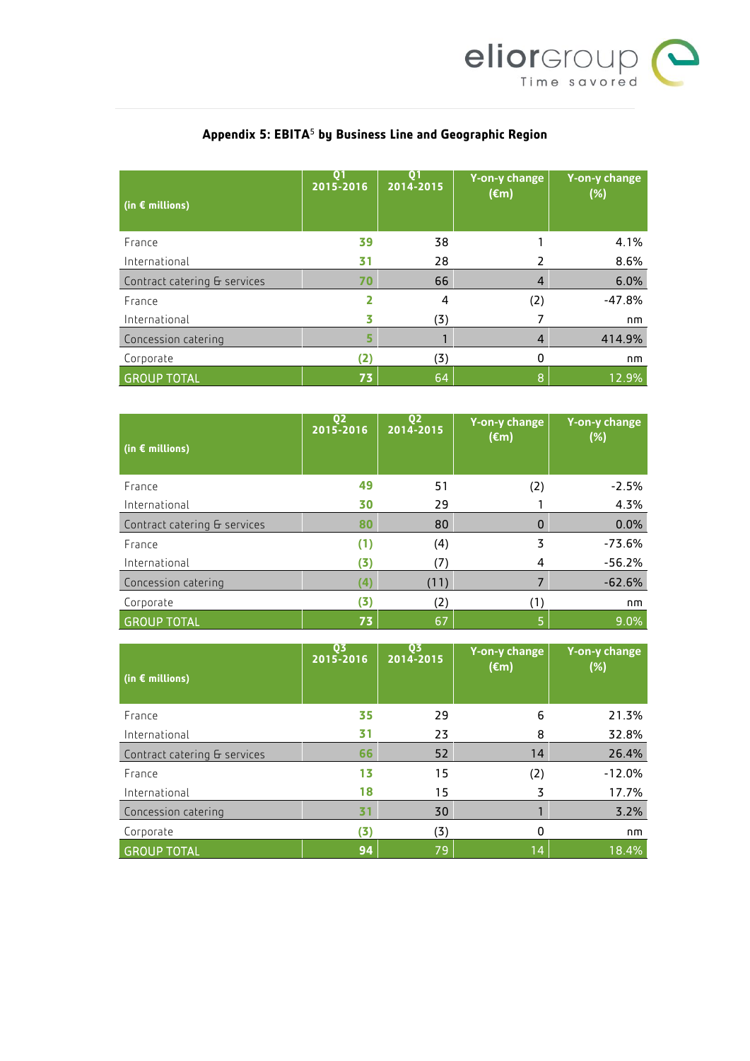## Appendix 5: EBITA[5] by Business Line and Geographic Region

| (in € millions) | Q1 2015-2016 | Q1 2014-2015 | Y-on-y change (€m) | Y-on-y change (%) |
|---|---|---|---|---|
| France | 39 | 38 | 1 | 4.1% |
| International | 31 | 28 | 2 | 8.6% |
| Contract catering & services | 70 | 66 | 4 | 6.0% |
| France | 2 | 4 | (2) | -47.8% |
| International | 3 | (3) | 7 | nm |
| Concession catering | 5 | 1 | 4 | 414.9% |
| Corporate | (2) | (3) | 0 | nm |
| GROUP TOTAL | 73 | 64 | 8 | 12.9% |

| (in € millions) | Q2 2015-2016 | Q2 2014-2015 | Y-on-y change (€m) | Y-on-y change (%) |
|---|---|---|---|---|
| France | 49 | 51 | (2) | -2.5% |
| International | 30 | 29 | 1 | 4.3% |
| Contract catering & services | 80 | 80 | 0 | 0.0% |
| France | (1) | (4) | 3 | -73.6% |
| International | (3) | (7) | 4 | -56.2% |
| Concession catering | (4) | (11) | 7 | -62.6% |
| Corporate | (3) | (2) | (1) | nm |
| GROUP TOTAL | 73 | 67 | 5 | 9.0% |

| (in € millions) | Q3 2015-2016 | Q3 2014-2015 | Y-on-y change (€m) | Y-on-y change (%) |
|---|---|---|---|---|
| France | 35 | 29 | 6 | 21.3% |
| International | 31 | 23 | 8 | 32.8% |
| Contract catering & services | 66 | 52 | 14 | 26.4% |
| France | 13 | 15 | (2) | -12.0% |
| International | 18 | 15 | 3 | 17.7% |
| Concession catering | 31 | 30 | 1 | 3.2% |
| Corporate | (3) | (3) | 0 | nm |
| GROUP TOTAL | 94 | 79 | 14 | 18.4% |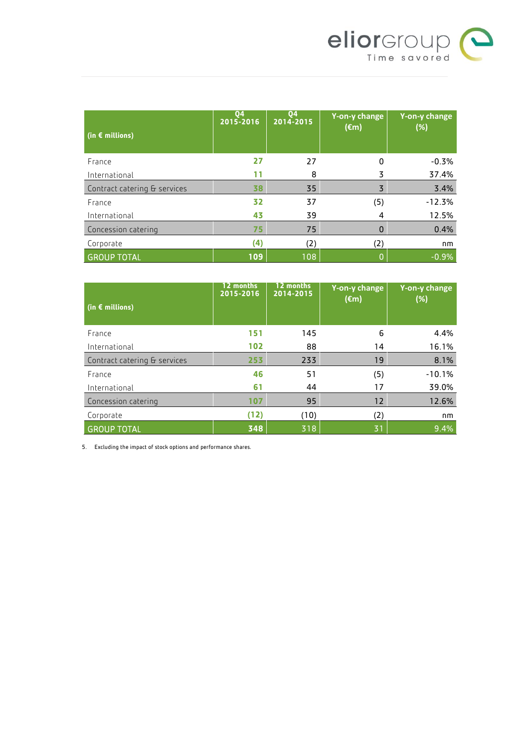| (in € millions) | Q4 2015-2016 | Q4 2014-2015 | Y-on-y change (€m) | Y-on-y change (%) |
|---|---|---|---|---|
| France | **27** | 27 | 0 | -0.3% |
| International | **11** | 8 | 3 | 37.4% |
| Contract catering & services | **38** | 35 | 3 | 3.4% |
| France | **32** | 37 | (5) | -12.3% |
| International | **43** | 39 | 4 | 12.5% |
| Concession catering | **75** | 75 | 0 | 0.4% |
| Corporate | **(4)** | (2) | (2) | nm |
| GROUP TOTAL | **109** | 108 | 0 | -0.9% |

| (in € millions) | 12 months 2015-2016 | 12 months 2014-2015 | Y-on-y change (€m) | Y-on-y change (%) |
|---|---|---|---|---|
| France | **151** | 145 | 6 | 4.4% |
| International | **102** | 88 | 14 | 16.1% |
| Contract catering & services | **253** | 233 | 19 | 8.1% |
| France | **46** | 51 | (5) | -10.1% |
| International | **61** | 44 | 17 | 39.0% |
| Concession catering | **107** | 95 | 12 | 12.6% |
| Corporate | **(12)** | (10) | (2) | nm |
| GROUP TOTAL | **348** | 318 | 31 | 9.4% |

5. Excluding the impact of stock options and performance shares.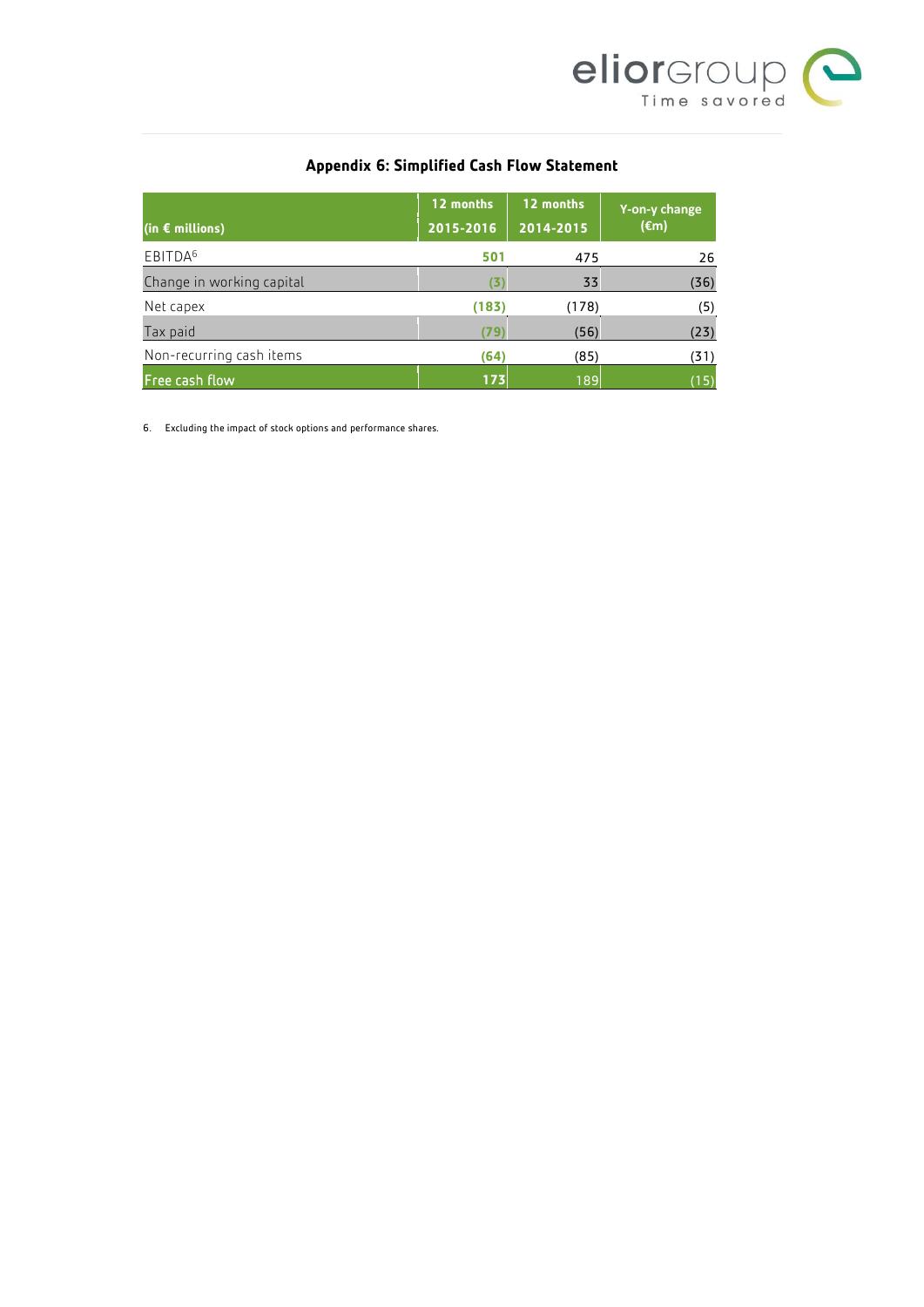## Appendix 6: Simplified Cash Flow Statement

| (in € millions) | 12 months 2015-2016 | 12 months 2014-2015 | Y-on-y change (€m) |
|---|---|---|---|
| EBITDA[6] | 501 | 475 | 26 |
| Change in working capital | (3) | 33 | (36) |
| Net capex | (183) | (178) | (5) |
| Tax paid | (79) | (56) | (23) |
| Non-recurring cash items | (64) | (85) | (31) |
| Free cash flow | 173 | 189 | (15) |

6. Excluding the impact of stock options and performance shares.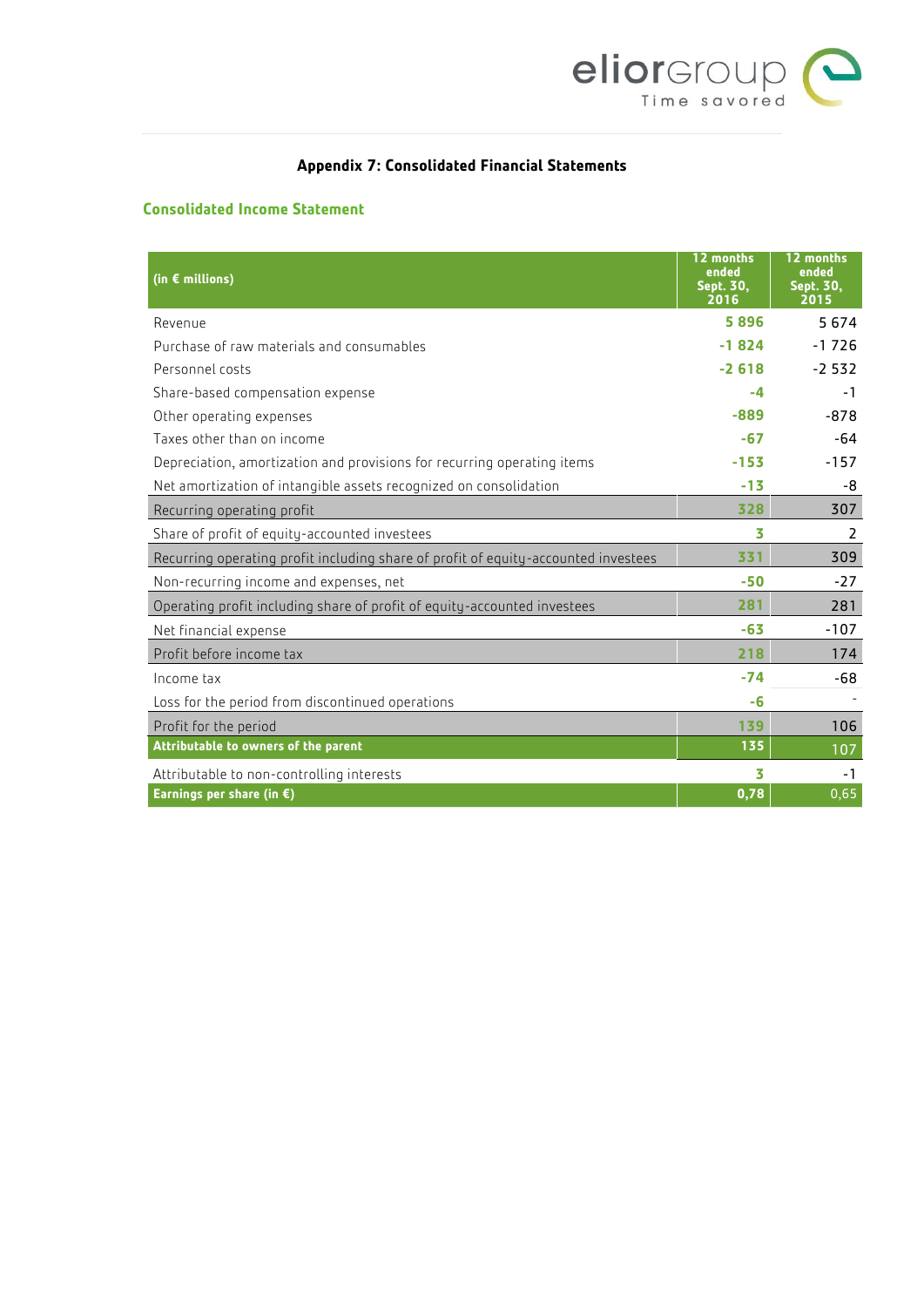## Appendix 7: Consolidated Financial Statements

### Consolidated Income Statement

| (in € millions) | 12 months ended Sept. 30, 2016 | 12 months ended Sept. 30, 2015 |
|---|---|---|
| Revenue | 5 896 | 5 674 |
| Purchase of raw materials and consumables | -1 824 | -1 726 |
| Personnel costs | -2 618 | -2 532 |
| Share-based compensation expense | -4 | -1 |
| Other operating expenses | -889 | -878 |
| Taxes other than on income | -67 | -64 |
| Depreciation, amortization and provisions for recurring operating items | -153 | -157 |
| Net amortization of intangible assets recognized on consolidation | -13 | -8 |
| Recurring operating profit | 328 | 307 |
| Share of profit of equity-accounted investees | 3 | 2 |
| Recurring operating profit including share of profit of equity-accounted investees | 331 | 309 |
| Non-recurring income and expenses, net | -50 | -27 |
| Operating profit including share of profit of equity-accounted investees | 281 | 281 |
| Net financial expense | -63 | -107 |
| Profit before income tax | 218 | 174 |
| Income tax | -74 | -68 |
| Loss for the period from discontinued operations | -6 | - |
| Profit for the period | 139 | 106 |
| **Attributable to owners of the parent** | **135** | 107 |
| Attributable to non-controlling interests | 3 | -1 |
| **Earnings per share (in €)** | **0,78** | 0,65 |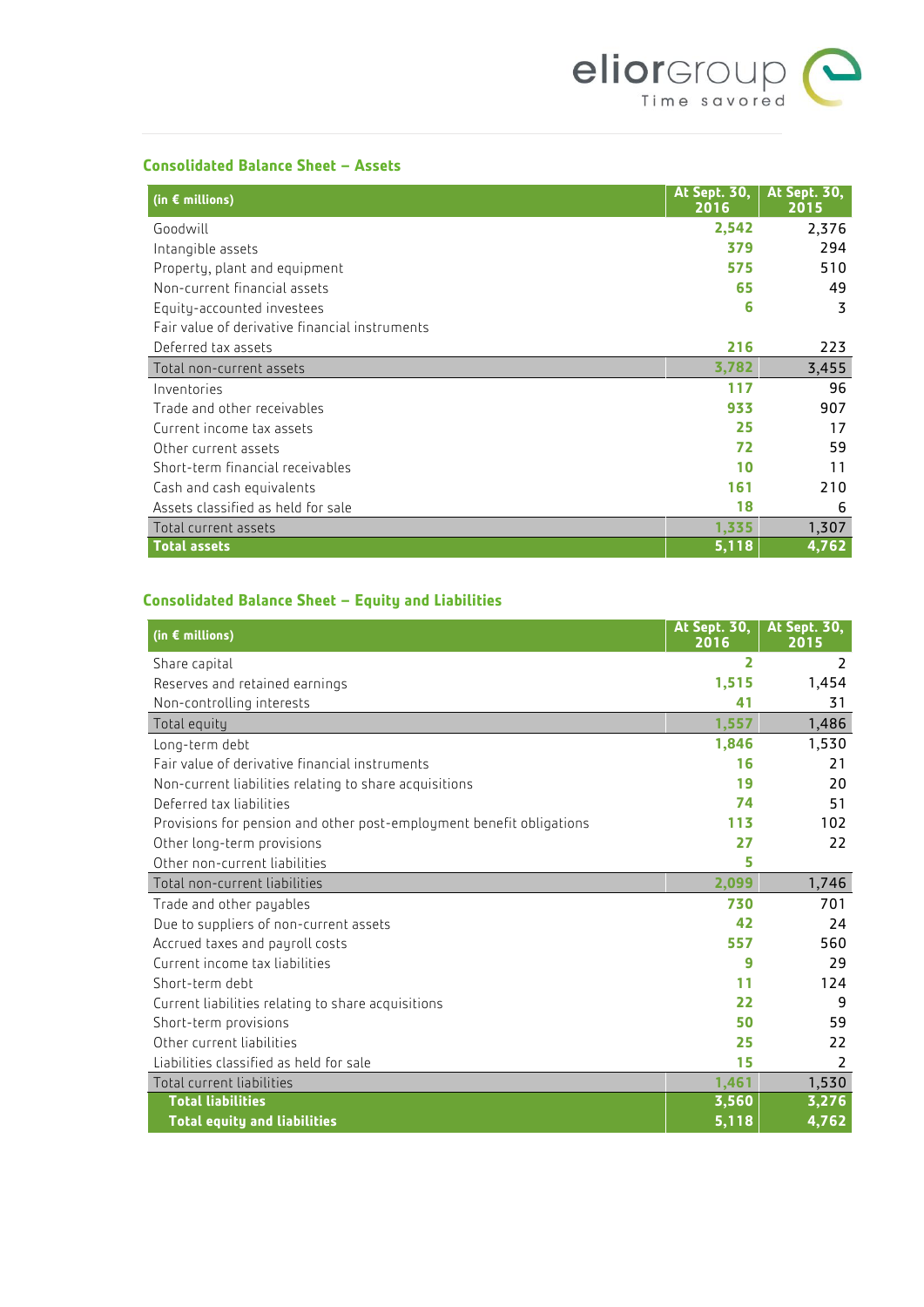## Consolidated Balance Sheet – Assets

| (in € millions) | At Sept. 30, 2016 | At Sept. 30, 2015 |
|---|---|---|
| Goodwill | **2,542** | 2,376 |
| Intangible assets | **379** | 294 |
| Property, plant and equipment | **575** | 510 |
| Non-current financial assets | **65** | 49 |
| Equity-accounted investees | **6** | 3 |
| Fair value of derivative financial instruments | | |
| Deferred tax assets | **216** | 223 |
| Total non-current assets | **3,782** | 3,455 |
| Inventories | **117** | 96 |
| Trade and other receivables | **933** | 907 |
| Current income tax assets | **25** | 17 |
| Other current assets | **72** | 59 |
| Short-term financial receivables | **10** | 11 |
| Cash and cash equivalents | **161** | 210 |
| Assets classified as held for sale | **18** | 6 |
| Total current assets | **1,335** | 1,307 |
| **Total assets** | **5,118** | **4,762** |

## Consolidated Balance Sheet – Equity and Liabilities

| (in € millions) | At Sept. 30, 2016 | At Sept. 30, 2015 |
|---|---|---|
| Share capital | **2** | 2 |
| Reserves and retained earnings | **1,515** | 1,454 |
| Non-controlling interests | **41** | 31 |
| Total equity | **1,557** | 1,486 |
| Long-term debt | **1,846** | 1,530 |
| Fair value of derivative financial instruments | **16** | 21 |
| Non-current liabilities relating to share acquisitions | **19** | 20 |
| Deferred tax liabilities | **74** | 51 |
| Provisions for pension and other post-employment benefit obligations | **113** | 102 |
| Other long-term provisions | **27** | 22 |
| Other non-current liabilities | **5** | |
| Total non-current liabilities | **2,099** | 1,746 |
| Trade and other payables | **730** | 701 |
| Due to suppliers of non-current assets | **42** | 24 |
| Accrued taxes and payroll costs | **557** | 560 |
| Current income tax liabilities | **9** | 29 |
| Short-term debt | **11** | 124 |
| Current liabilities relating to share acquisitions | **22** | 9 |
| Short-term provisions | **50** | 59 |
| Other current liabilities | **25** | 22 |
| Liabilities classified as held for sale | **15** | 2 |
| Total current liabilities | **1,461** | 1,530 |
| **Total liabilities** | **3,560** | **3,276** |
| **Total equity and liabilities** | **5,118** | **4,762** |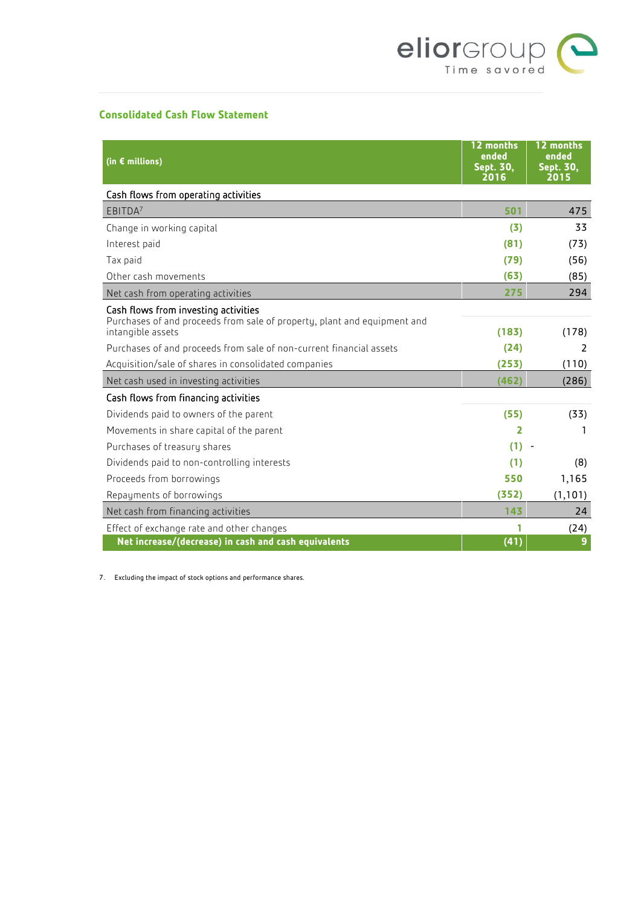## Consolidated Cash Flow Statement

| (in € millions) | 12 months ended Sept. 30, 2016 | 12 months ended Sept. 30, 2015 |
|---|---|---|
| **Cash flows from operating activities** | | |
| EBITDA[7] | 501 | 475 |
| Change in working capital | (3) | 33 |
| Interest paid | (81) | (73) |
| Tax paid | (79) | (56) |
| Other cash movements | (63) | (85) |
| Net cash from operating activities | 275 | 294 |
| **Cash flows from investing activities** | | |
| Purchases of and proceeds from sale of property, plant and equipment and intangible assets | (183) | (178) |
| Purchases of and proceeds from sale of non-current financial assets | (24) | 2 |
| Acquisition/sale of shares in consolidated companies | (253) | (110) |
| Net cash used in investing activities | (462) | (286) |
| **Cash flows from financing activities** | | |
| Dividends paid to owners of the parent | (55) | (33) |
| Movements in share capital of the parent | 2 | 1 |
| Purchases of treasury shares | (1) | - |
| Dividends paid to non-controlling interests | (1) | (8) |
| Proceeds from borrowings | 550 | 1,165 |
| Repayments of borrowings | (352) | (1,101) |
| Net cash from financing activities | 143 | 24 |
| Effect of exchange rate and other changes | 1 | (24) |
| **Net increase/(decrease) in cash and cash equivalents** | **(41)** | **9** |

7. Excluding the impact of stock options and performance shares.